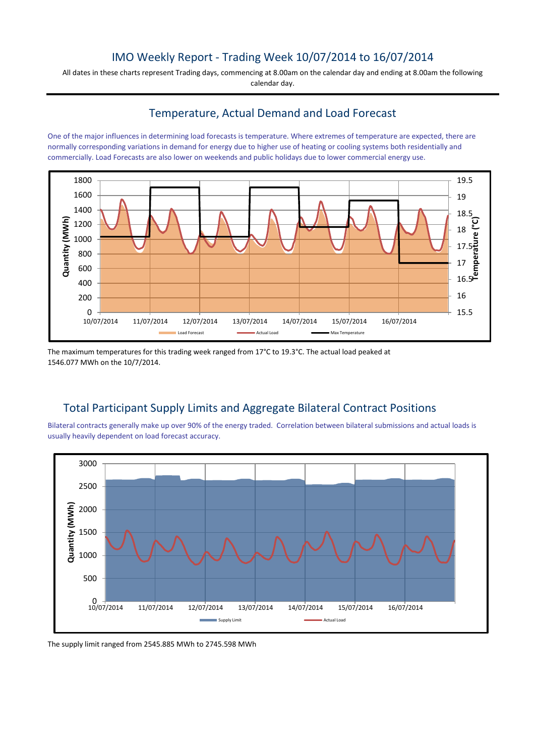# IMO Weekly Report - Trading Week 10/07/2014 to 16/07/2014

All dates in these charts represent Trading days, commencing at 8.00am on the calendar day and ending at 8.00am the following calendar day.

## Temperature, Actual Demand and Load Forecast

One of the major influences in determining load forecasts is temperature. Where extremes of temperature are expected, there are normally corresponding variations in demand for energy due to higher use of heating or cooling systems both residentially and commercially. Load Forecasts are also lower on weekends and public holidays due to lower commercial energy use.

The maximum temperatures for this trading week ranged from 17°C to 19.3°C. The actual load peaked at 1546.077 MWh on the 10/7/2014.

## Total Participant Supply Limits and Aggregate Bilateral Contract Positions

Bilateral contracts generally make up over 90% of the energy traded. Correlation between bilateral submissions and actual loads is usually heavily dependent on load forecast accuracy.

The supply limit ranged from 2545.885 MWh to 2745.598 MWh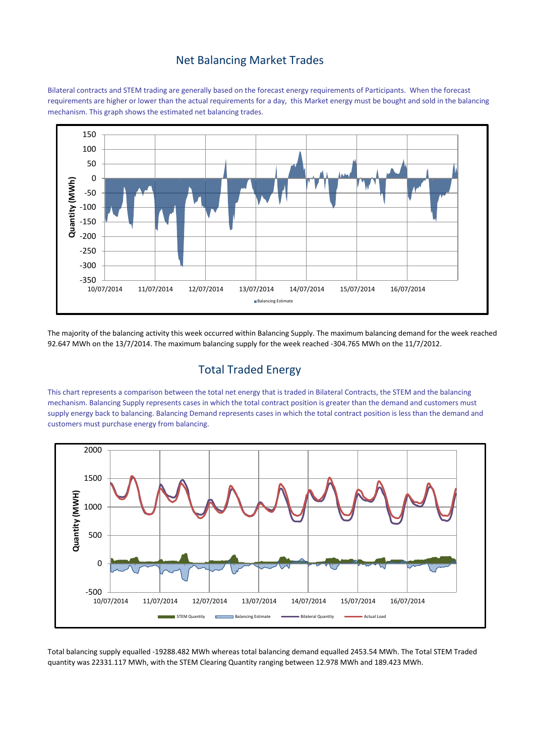## Net Balancing Market Trades

Bilateral contracts and STEM trading are generally based on the forecast energy requirements of Participants. When the forecast requirements are higher or lower than the actual requirements for a day, this Market energy must be bought and sold in the balancing mechanism. This graph shows the estimated net balancing trades.

The majority of the balancing activity this week occurred within Balancing Supply. The maximum balancing demand for the week reached 92.647 MWh on the 13/7/2014. The maximum balancing supply for the week reached -304.765 MWh on the 11/7/2012.

## Total Traded Energy

This chart represents a comparison between the total net energy that is traded in Bilateral Contracts, the STEM and the balancing mechanism. Balancing Supply represents cases in which the total contract position is greater than the demand and customers must supply energy back to balancing. Balancing Demand represents cases in which the total contract position is less than the demand and customers must purchase energy from balancing.

Total balancing supply equalled -19288.482 MWh whereas total balancing demand equalled 2453.54 MWh. The Total STEM Traded quantity was 22331.117 MWh, with the STEM Clearing Quantity ranging between 12.978 MWh and 189.423 MWh.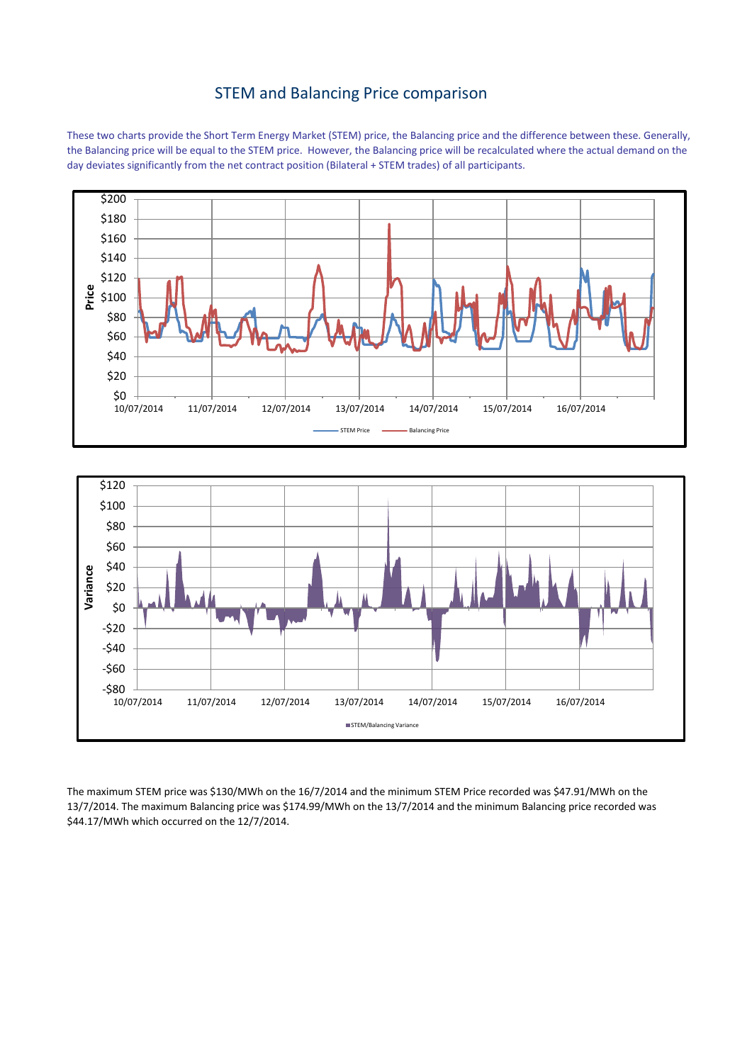## STEM and Balancing Price comparison

These two charts provide the Short Term Energy Market (STEM) price, the Balancing price and the difference between these. Generally, the Balancing price will be equal to the STEM price. However, the Balancing price will be recalculated where the actual demand on the day deviates significantly from the net contract position (Bilateral + STEM trades) of all participants.

Price

$200
$180
$160
$140
$120
$100
$80
$60
$40
$20
$0

10/07/2014 11/07/2014 12/07/2014 13/07/2014 14/07/2014 15/07/2014 16/07/2014

STEM Price Balancing Price

Variance

$120
$100
$80
$60
$40
$20
$0
-$20
-$40
-$60
-$80

10/07/2014 11/07/2014 12/07/2014 13/07/2014 14/07/2014 15/07/2014 16/07/2014

STEM/Balancing Variance

The maximum STEM price was $130/MWh on the 16/7/2014 and the minimum STEM Price recorded was $47.91/MWh on the 13/7/2014. The maximum Balancing price was $174.99/MWh on the 13/7/2014 and the minimum Balancing price recorded was $44.17/MWh which occurred on the 12/7/2014.